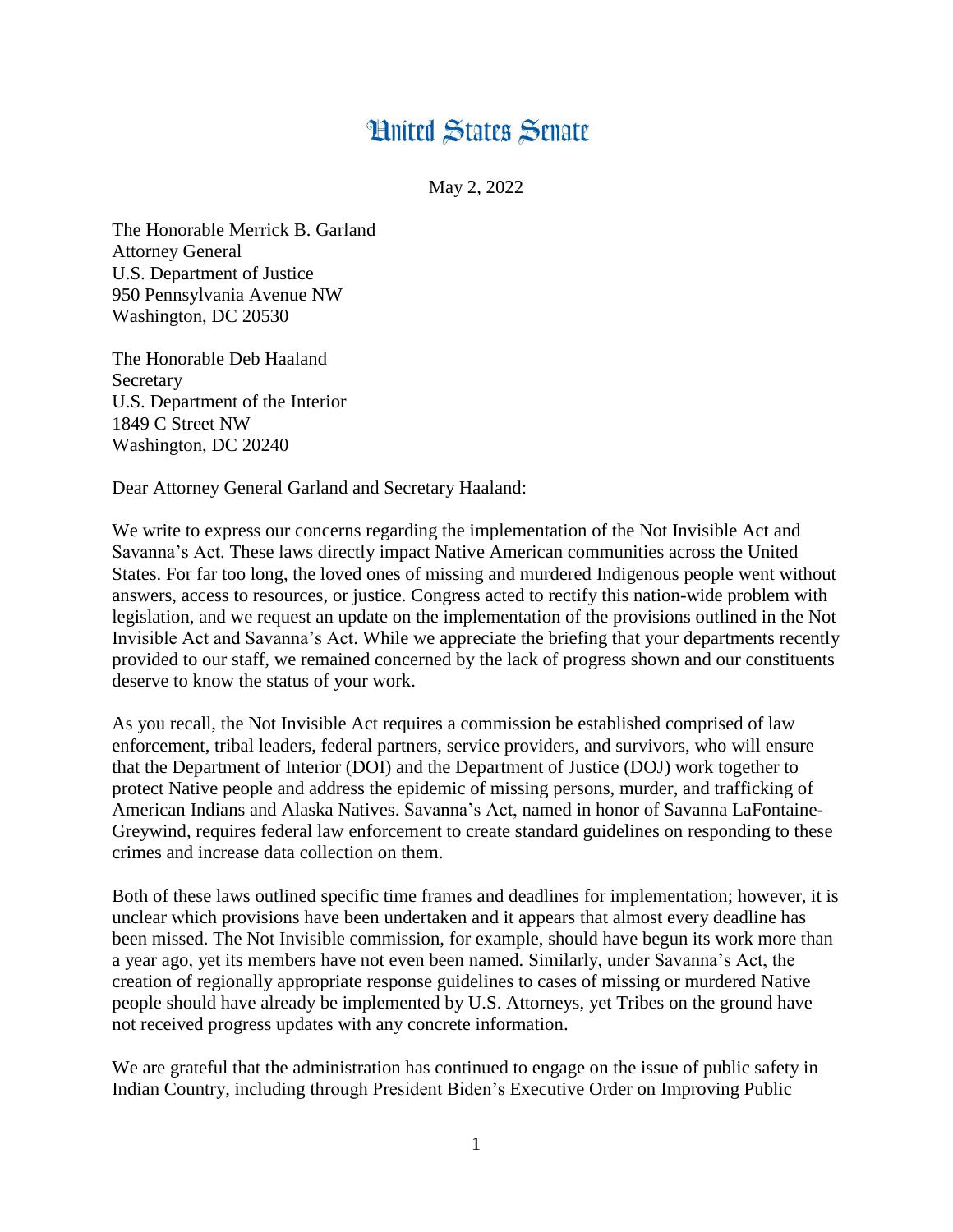# United States Senate

May 2, 2022

The Honorable Merrick B. Garland
Attorney General
U.S. Department of Justice
950 Pennsylvania Avenue NW
Washington, DC 20530

The Honorable Deb Haaland
Secretary
U.S. Department of the Interior
1849 C Street NW
Washington, DC 20240

Dear Attorney General Garland and Secretary Haaland:

We write to express our concerns regarding the implementation of the Not Invisible Act and Savanna's Act. These laws directly impact Native American communities across the United States. For far too long, the loved ones of missing and murdered Indigenous people went without answers, access to resources, or justice. Congress acted to rectify this nation-wide problem with legislation, and we request an update on the implementation of the provisions outlined in the Not Invisible Act and Savanna's Act. While we appreciate the briefing that your departments recently provided to our staff, we remained concerned by the lack of progress shown and our constituents deserve to know the status of your work.

As you recall, the Not Invisible Act requires a commission be established comprised of law enforcement, tribal leaders, federal partners, service providers, and survivors, who will ensure that the Department of Interior (DOI) and the Department of Justice (DOJ) work together to protect Native people and address the epidemic of missing persons, murder, and trafficking of American Indians and Alaska Natives. Savanna's Act, named in honor of Savanna LaFontaine-Greywind, requires federal law enforcement to create standard guidelines on responding to these crimes and increase data collection on them.

Both of these laws outlined specific time frames and deadlines for implementation; however, it is unclear which provisions have been undertaken and it appears that almost every deadline has been missed. The Not Invisible commission, for example, should have begun its work more than a year ago, yet its members have not even been named. Similarly, under Savanna's Act, the creation of regionally appropriate response guidelines to cases of missing or murdered Native people should have already be implemented by U.S. Attorneys, yet Tribes on the ground have not received progress updates with any concrete information.

We are grateful that the administration has continued to engage on the issue of public safety in Indian Country, including through President Biden's Executive Order on Improving Public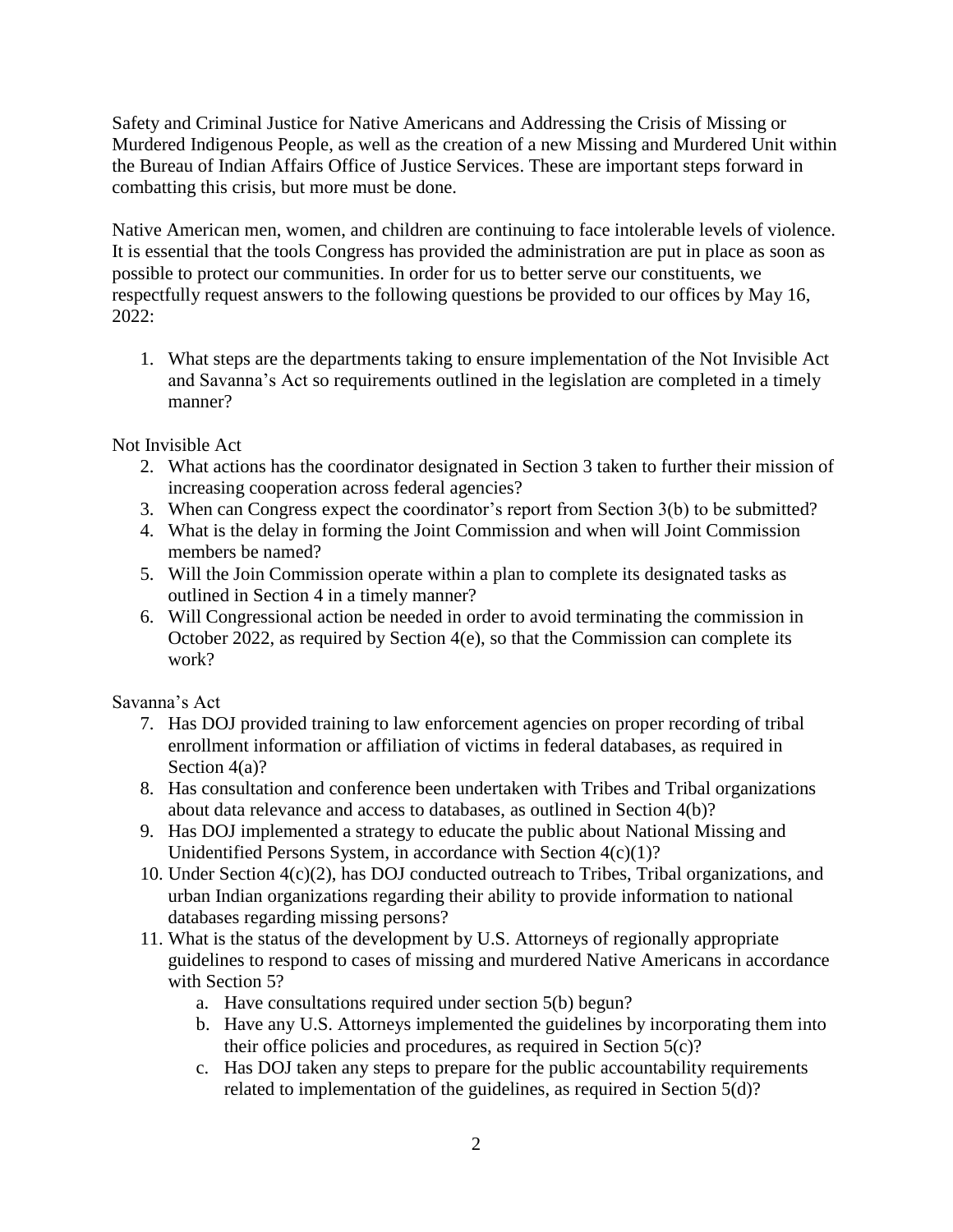Safety and Criminal Justice for Native Americans and Addressing the Crisis of Missing or Murdered Indigenous People, as well as the creation of a new Missing and Murdered Unit within the Bureau of Indian Affairs Office of Justice Services. These are important steps forward in combatting this crisis, but more must be done.

Native American men, women, and children are continuing to face intolerable levels of violence. It is essential that the tools Congress has provided the administration are put in place as soon as possible to protect our communities. In order for us to better serve our constituents, we respectfully request answers to the following questions be provided to our offices by May 16, 2022:

1. What steps are the departments taking to ensure implementation of the Not Invisible Act and Savanna's Act so requirements outlined in the legislation are completed in a timely manner?

Not Invisible Act

2. What actions has the coordinator designated in Section 3 taken to further their mission of increasing cooperation across federal agencies?
3. When can Congress expect the coordinator's report from Section 3(b) to be submitted?
4. What is the delay in forming the Joint Commission and when will Joint Commission members be named?
5. Will the Join Commission operate within a plan to complete its designated tasks as outlined in Section 4 in a timely manner?
6. Will Congressional action be needed in order to avoid terminating the commission in October 2022, as required by Section 4(e), so that the Commission can complete its work?

Savanna's Act

7. Has DOJ provided training to law enforcement agencies on proper recording of tribal enrollment information or affiliation of victims in federal databases, as required in Section 4(a)?
8. Has consultation and conference been undertaken with Tribes and Tribal organizations about data relevance and access to databases, as outlined in Section 4(b)?
9. Has DOJ implemented a strategy to educate the public about National Missing and Unidentified Persons System, in accordance with Section 4(c)(1)?
10. Under Section 4(c)(2), has DOJ conducted outreach to Tribes, Tribal organizations, and urban Indian organizations regarding their ability to provide information to national databases regarding missing persons?
11. What is the status of the development by U.S. Attorneys of regionally appropriate guidelines to respond to cases of missing and murdered Native Americans in accordance with Section 5?
    a. Have consultations required under section 5(b) begun?
    b. Have any U.S. Attorneys implemented the guidelines by incorporating them into their office policies and procedures, as required in Section 5(c)?
    c. Has DOJ taken any steps to prepare for the public accountability requirements related to implementation of the guidelines, as required in Section 5(d)?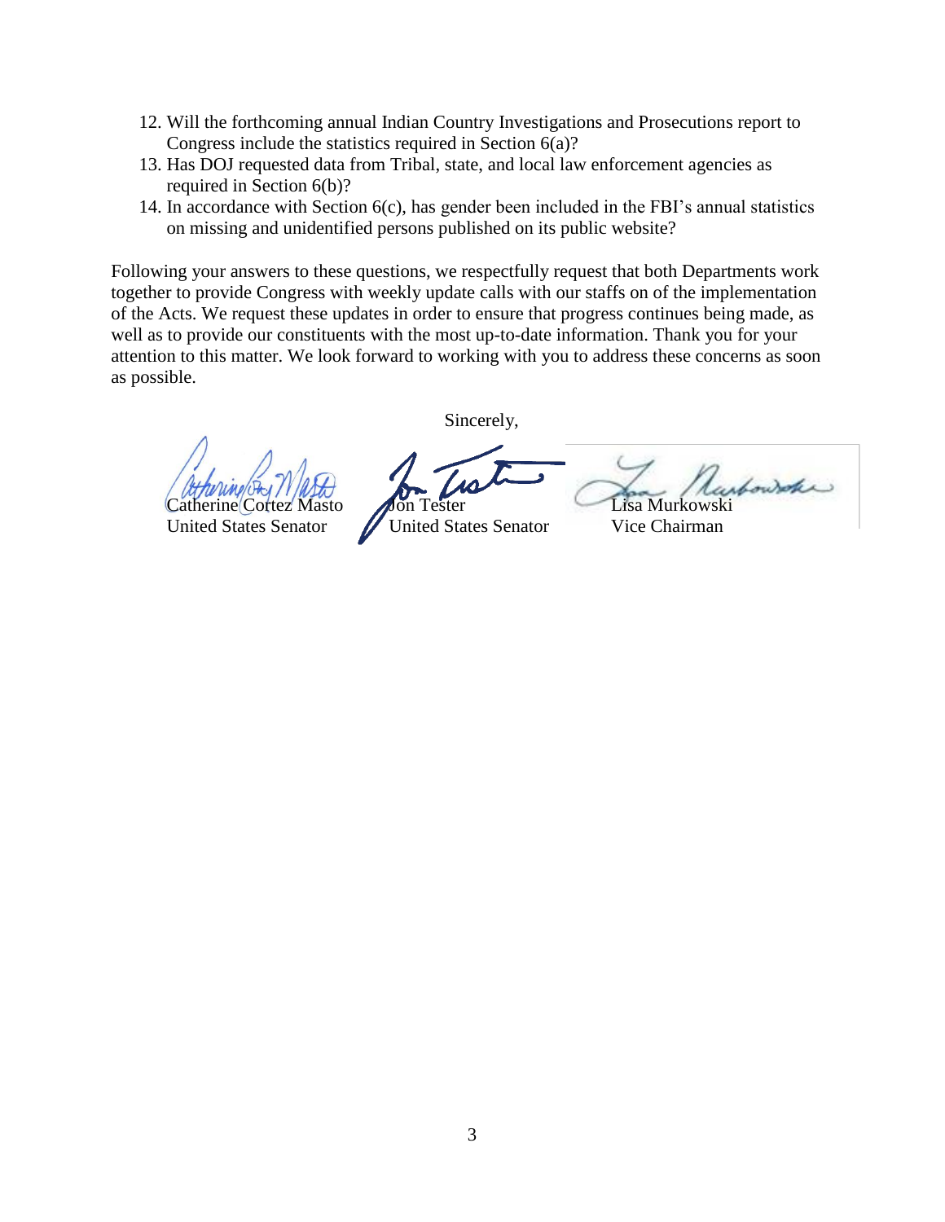12. Will the forthcoming annual Indian Country Investigations and Prosecutions report to Congress include the statistics required in Section 6(a)?
13. Has DOJ requested data from Tribal, state, and local law enforcement agencies as required in Section 6(b)?
14. In accordance with Section 6(c), has gender been included in the FBI's annual statistics on missing and unidentified persons published on its public website?

Following your answers to these questions, we respectfully request that both Departments work together to provide Congress with weekly update calls with our staffs on of the implementation of the Acts. We request these updates in order to ensure that progress continues being made, as well as to provide our constituents with the most up-to-date information. Thank you for your attention to this matter. We look forward to working with you to address these concerns as soon as possible.

Sincerely,

Catherine Cortez Masto
United States Senator

Jon Tester
United States Senator

Lisa Murkowski
Vice Chairman